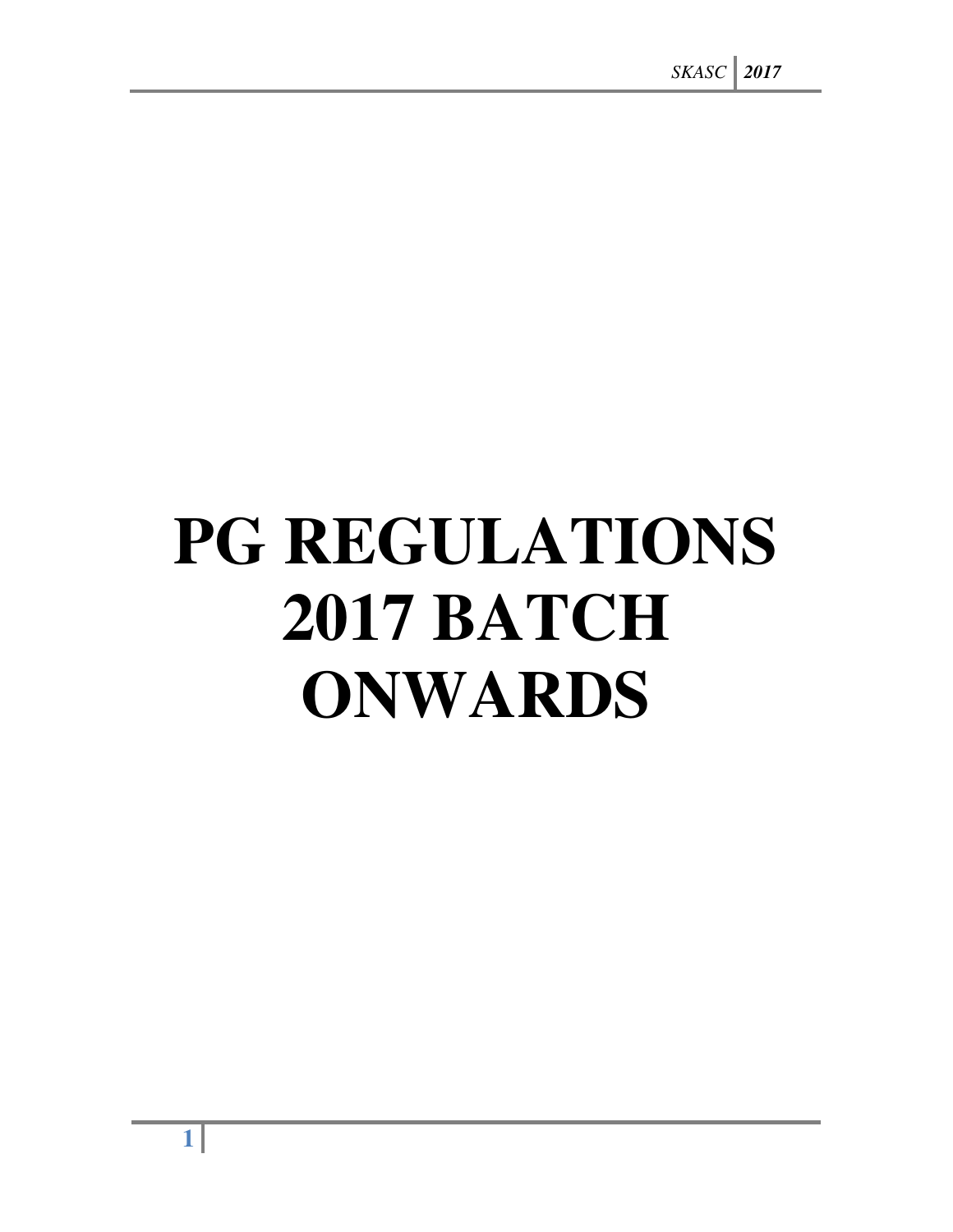# PG REGULATIONS 2017 BATCH ONWARDS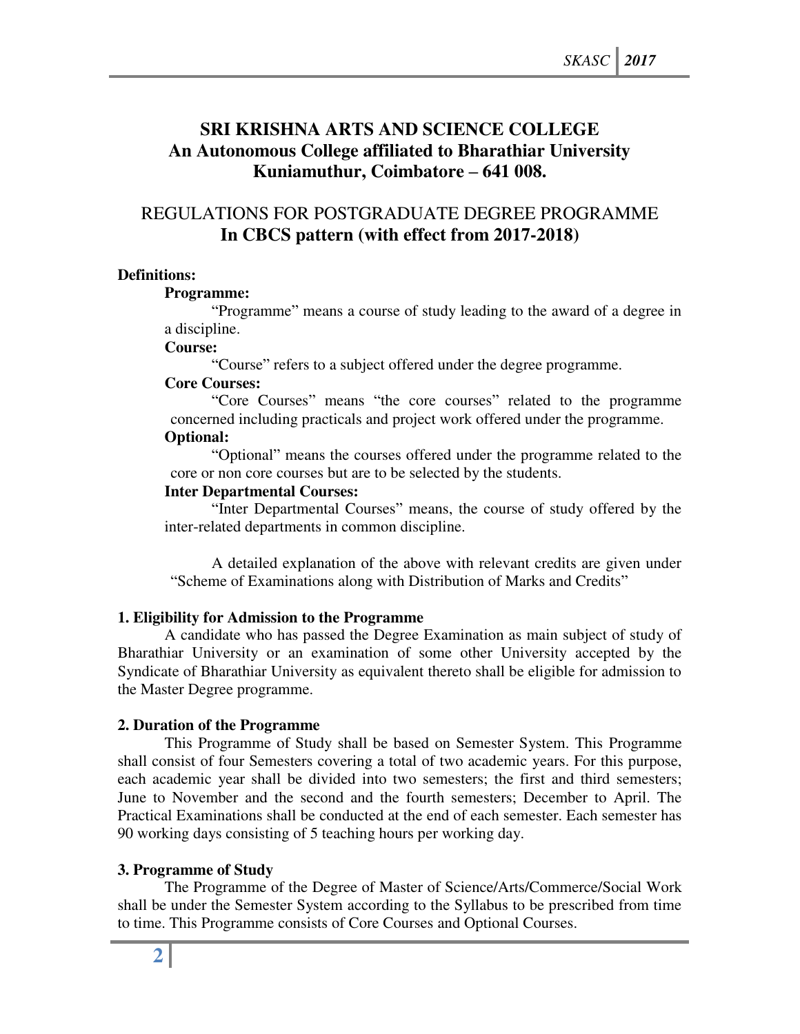# SRI KRISHNA ARTS AND SCIENCE COLLEGE
## An Autonomous College affiliated to Bharathiar University
## Kuniamuthur, Coimbatore – 641 008.

## REGULATIONS FOR POSTGRADUATE DEGREE PROGRAMME
## In CBCS pattern (with effect from 2017-2018)

**Definitions:**

**Programme:**

"Programme" means a course of study leading to the award of a degree in a discipline.

**Course:**

"Course" refers to a subject offered under the degree programme.

**Core Courses:**

"Core Courses" means "the core courses" related to the programme concerned including practicals and project work offered under the programme.

**Optional:**

"Optional" means the courses offered under the programme related to the core or non core courses but are to be selected by the students.

**Inter Departmental Courses:**

"Inter Departmental Courses" means, the course of study offered by the inter-related departments in common discipline.

A detailed explanation of the above with relevant credits are given under "Scheme of Examinations along with Distribution of Marks and Credits"

**1. Eligibility for Admission to the Programme**

A candidate who has passed the Degree Examination as main subject of study of Bharathiar University or an examination of some other University accepted by the Syndicate of Bharathiar University as equivalent thereto shall be eligible for admission to the Master Degree programme.

**2. Duration of the Programme**

This Programme of Study shall be based on Semester System. This Programme shall consist of four Semesters covering a total of two academic years. For this purpose, each academic year shall be divided into two semesters; the first and third semesters; June to November and the second and the fourth semesters; December to April. The Practical Examinations shall be conducted at the end of each semester. Each semester has 90 working days consisting of 5 teaching hours per working day.

**3. Programme of Study**

The Programme of the Degree of Master of Science/Arts/Commerce/Social Work shall be under the Semester System according to the Syllabus to be prescribed from time to time. This Programme consists of Core Courses and Optional Courses.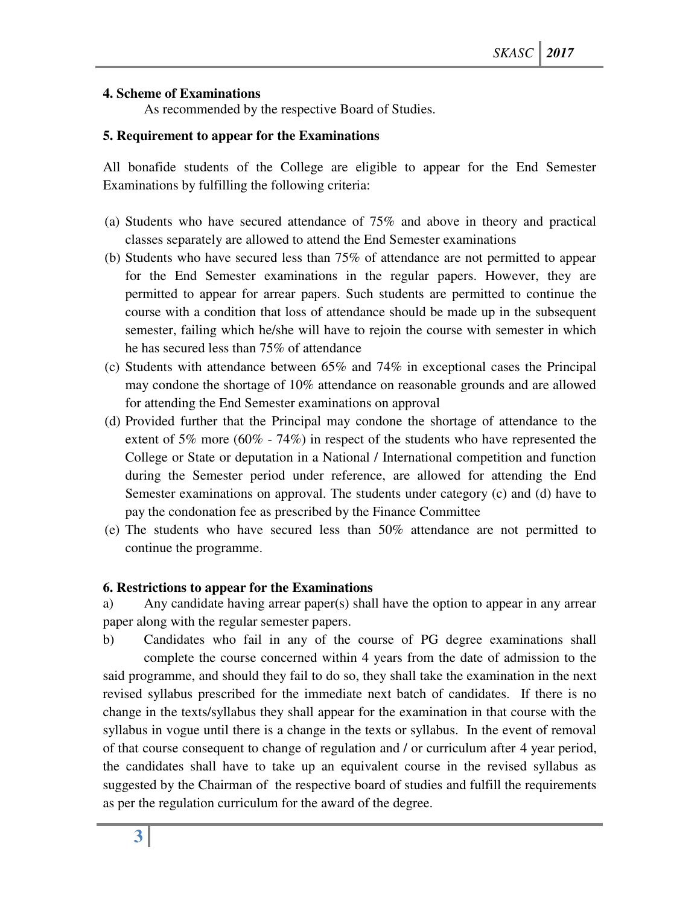**4. Scheme of Examinations**

As recommended by the respective Board of Studies.

**5. Requirement to appear for the Examinations**

All bonafide students of the College are eligible to appear for the End Semester Examinations by fulfilling the following criteria:

(a) Students who have secured attendance of 75% and above in theory and practical classes separately are allowed to attend the End Semester examinations
(b) Students who have secured less than 75% of attendance are not permitted to appear for the End Semester examinations in the regular papers. However, they are permitted to appear for arrear papers. Such students are permitted to continue the course with a condition that loss of attendance should be made up in the subsequent semester, failing which he/she will have to rejoin the course with semester in which he has secured less than 75% of attendance
(c) Students with attendance between 65% and 74% in exceptional cases the Principal may condone the shortage of 10% attendance on reasonable grounds and are allowed for attending the End Semester examinations on approval
(d) Provided further that the Principal may condone the shortage of attendance to the extent of 5% more (60% - 74%) in respect of the students who have represented the College or State or deputation in a National / International competition and function during the Semester period under reference, are allowed for attending the End Semester examinations on approval. The students under category (c) and (d) have to pay the condonation fee as prescribed by the Finance Committee
(e) The students who have secured less than 50% attendance are not permitted to continue the programme.

**6. Restrictions to appear for the Examinations**

a) Any candidate having arrear paper(s) shall have the option to appear in any arrear paper along with the regular semester papers.

b) Candidates who fail in any of the course of PG degree examinations shall complete the course concerned within 4 years from the date of admission to the said programme, and should they fail to do so, they shall take the examination in the next revised syllabus prescribed for the immediate next batch of candidates. If there is no change in the texts/syllabus they shall appear for the examination in that course with the syllabus in vogue until there is a change in the texts or syllabus. In the event of removal of that course consequent to change of regulation and / or curriculum after 4 year period, the candidates shall have to take up an equivalent course in the revised syllabus as suggested by the Chairman of the respective board of studies and fulfill the requirements as per the regulation curriculum for the award of the degree.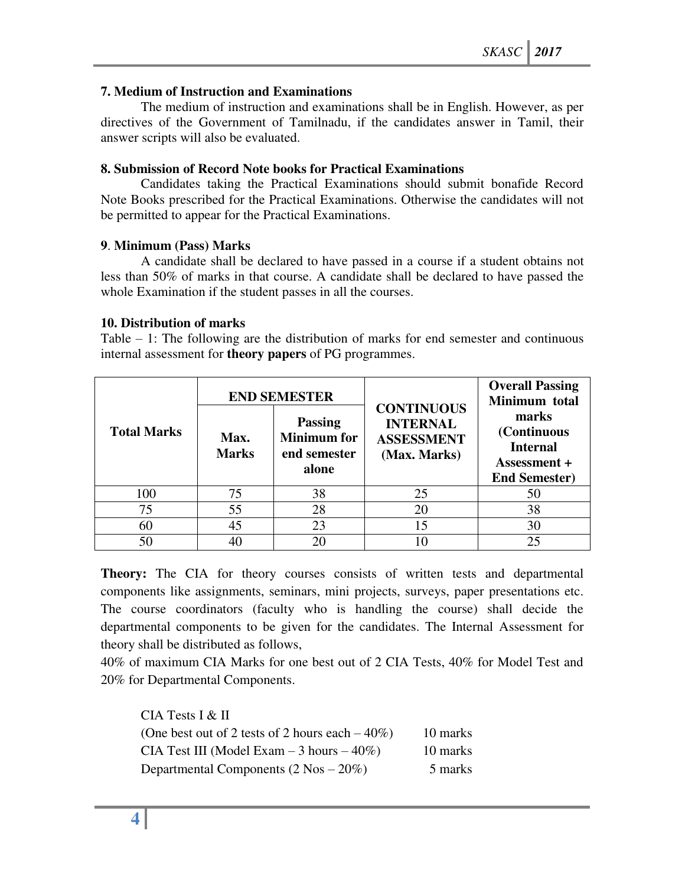### 7. Medium of Instruction and Examinations

The medium of instruction and examinations shall be in English. However, as per directives of the Government of Tamilnadu, if the candidates answer in Tamil, their answer scripts will also be evaluated.

### 8. Submission of Record Note books for Practical Examinations

Candidates taking the Practical Examinations should submit bonafide Record Note Books prescribed for the Practical Examinations. Otherwise the candidates will not be permitted to appear for the Practical Examinations.

### 9. Minimum (Pass) Marks

A candidate shall be declared to have passed in a course if a student obtains not less than 50% of marks in that course. A candidate shall be declared to have passed the whole Examination if the student passes in all the courses.

### 10. Distribution of marks

Table – 1: The following are the distribution of marks for end semester and continuous internal assessment for **theory papers** of PG programmes.

| Total Marks | END SEMESTER | | CONTINUOUS INTERNAL ASSESSMENT (Max. Marks) | Overall Passing Minimum total marks (Continuous Internal Assessment + End Semester) |
|---|---|---|---|---|
| | Max. Marks | Passing Minimum for end semester alone | | |
| 100 | 75 | 38 | 25 | 50 |
| 75 | 55 | 28 | 20 | 38 |
| 60 | 45 | 23 | 15 | 30 |
| 50 | 40 | 20 | 10 | 25 |

**Theory:** The CIA for theory courses consists of written tests and departmental components like assignments, seminars, mini projects, surveys, paper presentations etc. The course coordinators (faculty who is handling the course) shall decide the departmental components to be given for the candidates. The Internal Assessment for theory shall be distributed as follows,

40% of maximum CIA Marks for one best out of 2 CIA Tests, 40% for Model Test and 20% for Departmental Components.

| | |
|---|---|
| CIA Tests I & II (One best out of 2 tests of 2 hours each – 40%) | 10 marks |
| CIA Test III (Model Exam – 3 hours – 40%) | 10 marks |
| Departmental Components (2 Nos – 20%) | 5 marks |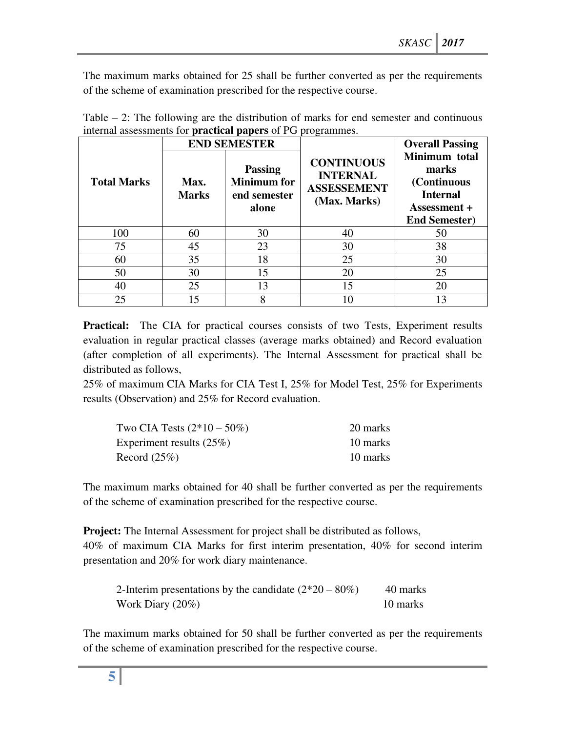The maximum marks obtained for 25 shall be further converted as per the requirements of the scheme of examination prescribed for the respective course.

Table – 2: The following are the distribution of marks for end semester and continuous internal assessments for **practical papers** of PG programmes.

| **Total Marks** | **END SEMESTER** | | **CONTINUOUS INTERNAL ASSESSEMENT (Max. Marks)** | **Overall Passing Minimum total marks (Continuous Internal Assessment + End Semester)** |
|---|---|---|---|---|
| | **Max. Marks** | **Passing Minimum for end semester alone** | | |
| 100 | 60 | 30 | 40 | 50 |
| 75 | 45 | 23 | 30 | 38 |
| 60 | 35 | 18 | 25 | 30 |
| 50 | 30 | 15 | 20 | 25 |
| 40 | 25 | 13 | 15 | 20 |
| 25 | 15 | 8 | 10 | 13 |

**Practical:** The CIA for practical courses consists of two Tests, Experiment results evaluation in regular practical classes (average marks obtained) and Record evaluation (after completion of all experiments). The Internal Assessment for practical shall be distributed as follows,
25% of maximum CIA Marks for CIA Test I, 25% for Model Test, 25% for Experiments results (Observation) and 25% for Record evaluation.

| | |
|---|---|
| Two CIA Tests (2*10 – 50%) | 20 marks |
| Experiment results (25%) | 10 marks |
| Record (25%) | 10 marks |

The maximum marks obtained for 40 shall be further converted as per the requirements of the scheme of examination prescribed for the respective course.

**Project:** The Internal Assessment for project shall be distributed as follows,
40% of maximum CIA Marks for first interim presentation, 40% for second interim presentation and 20% for work diary maintenance.

| | |
|---|---|
| 2-Interim presentations by the candidate (2*20 – 80%) | 40 marks |
| Work Diary (20%) | 10 marks |

The maximum marks obtained for 50 shall be further converted as per the requirements of the scheme of examination prescribed for the respective course.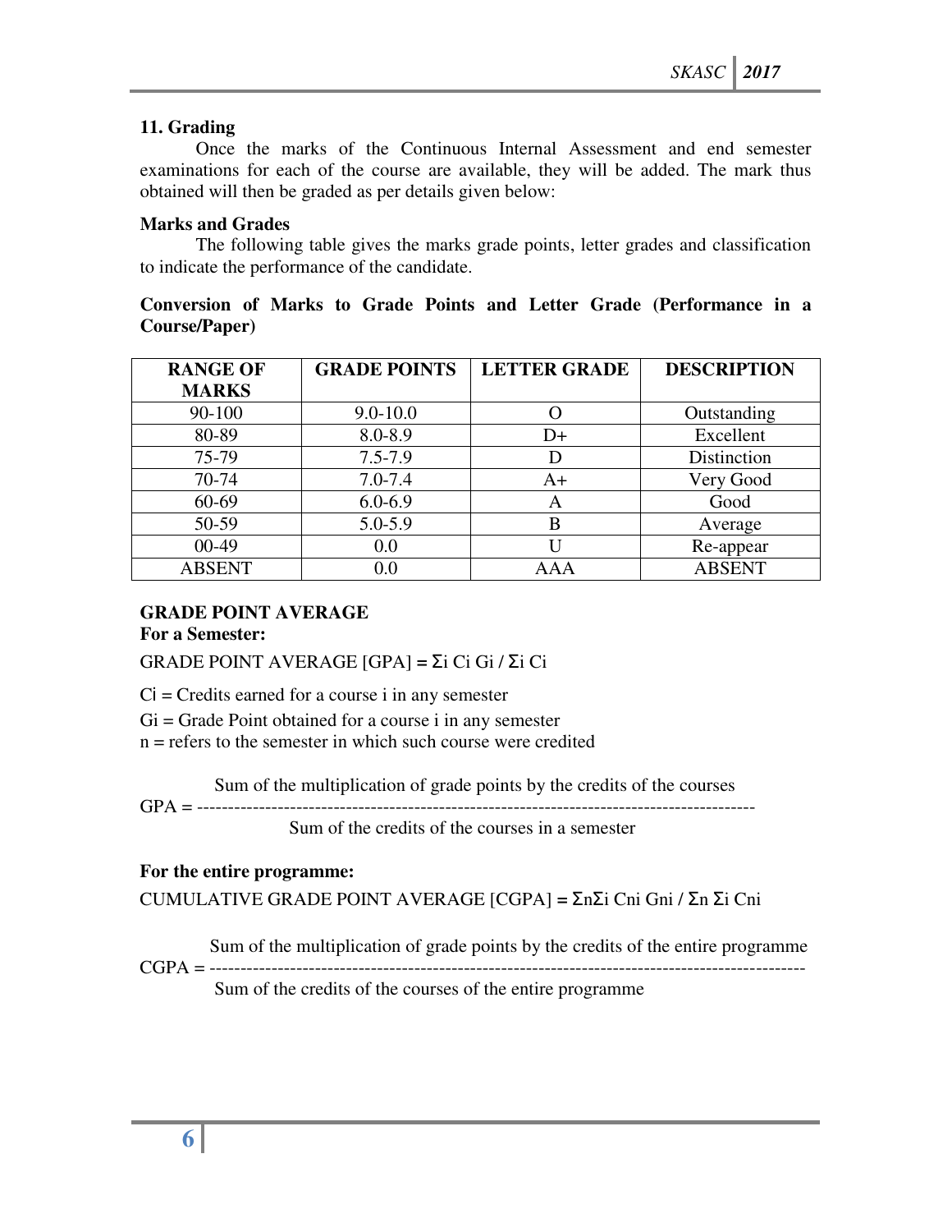## 11. Grading

Once the marks of the Continuous Internal Assessment and end semester examinations for each of the course are available, they will be added. The mark thus obtained will then be graded as per details given below:

### Marks and Grades

The following table gives the marks grade points, letter grades and classification to indicate the performance of the candidate.

### Conversion of Marks to Grade Points and Letter Grade (Performance in a Course/Paper)

| RANGE OF MARKS | GRADE POINTS | LETTER GRADE | DESCRIPTION |
|---|---|---|---|
| 90-100 | 9.0-10.0 | O | Outstanding |
| 80-89 | 8.0-8.9 | D+ | Excellent |
| 75-79 | 7.5-7.9 | D | Distinction |
| 70-74 | 7.0-7.4 | A+ | Very Good |
| 60-69 | 6.0-6.9 | A | Good |
| 50-59 | 5.0-5.9 | B | Average |
| 00-49 | 0.0 | U | Re-appear |
| ABSENT | 0.0 | AAA | ABSENT |

### GRADE POINT AVERAGE

**For a Semester:**

GRADE POINT AVERAGE [GPA] = $\Sigma_i C_i G_i / \Sigma_i C_i$

$C_i$ = Credits earned for a course i in any semester

$G_i$ = Grade Point obtained for a course i in any semester

n = refers to the semester in which such course were credited

$$\text{GPA} = \frac{\text{Sum of the multiplication of grade points by the credits of the courses}}{\text{Sum of the credits of the courses in a semester}}$$

**For the entire programme:**

CUMULATIVE GRADE POINT AVERAGE [CGPA] = $\Sigma_n \Sigma_i C_{ni} G_{ni} / \Sigma_n \Sigma_i C_{ni}$

$$\text{CGPA} = \frac{\text{Sum of the multiplication of grade points by the credits of the entire programme}}{\text{Sum of the credits of the courses of the entire programme}}$$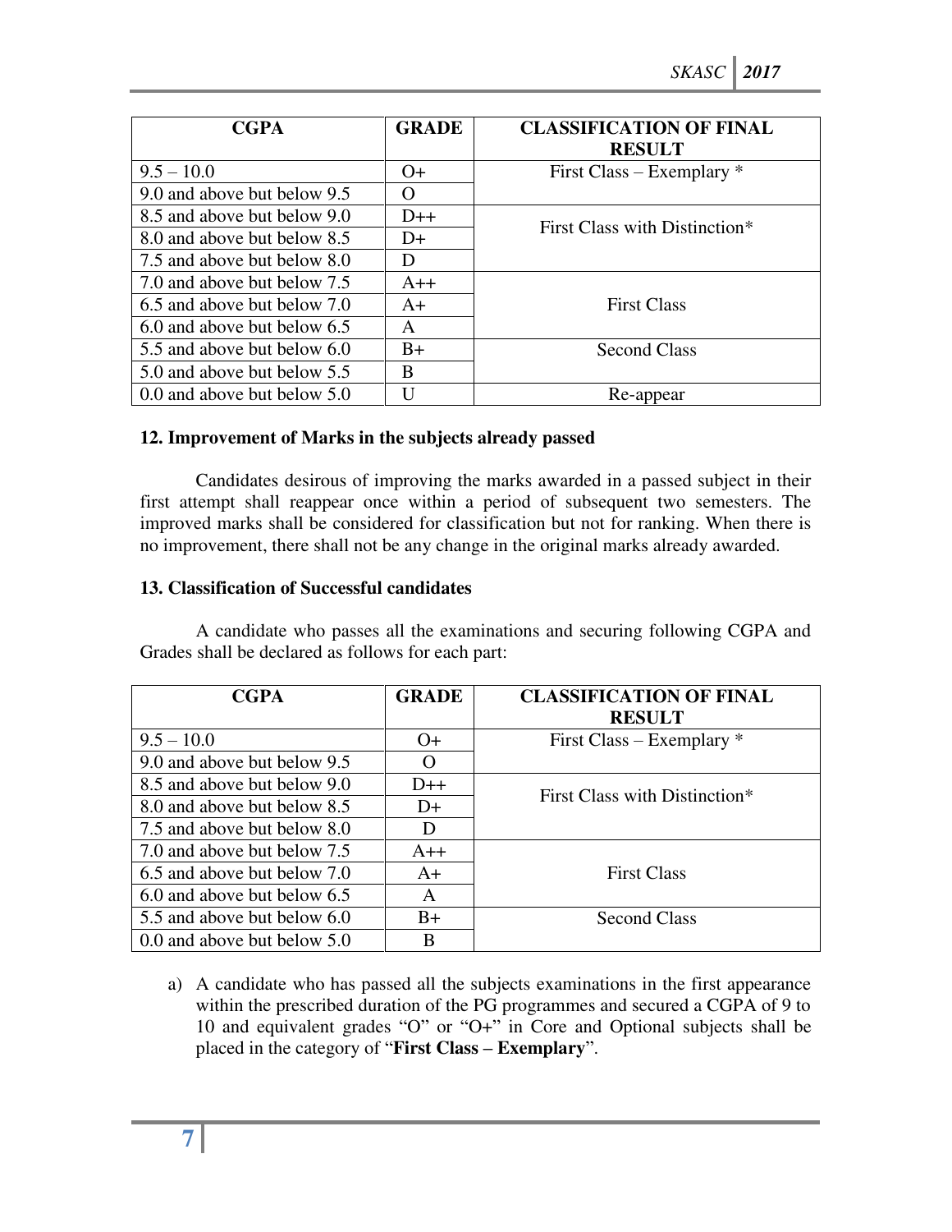| CGPA | GRADE | CLASSIFICATION OF FINAL RESULT |
|---|---|---|
| 9.5 – 10.0 | O+ | First Class – Exemplary * |
| 9.0 and above but below 9.5 | O | |
| 8.5 and above but below 9.0 | D++ | First Class with Distinction* |
| 8.0 and above but below 8.5 | D+ | |
| 7.5 and above but below 8.0 | D | |
| 7.0 and above but below 7.5 | A++ | First Class |
| 6.5 and above but below 7.0 | A+ | |
| 6.0 and above but below 6.5 | A | |
| 5.5 and above but below 6.0 | B+ | Second Class |
| 5.0 and above but below 5.5 | B | |
| 0.0 and above but below 5.0 | U | Re-appear |

### 12. Improvement of Marks in the subjects already passed

Candidates desirous of improving the marks awarded in a passed subject in their first attempt shall reappear once within a period of subsequent two semesters. The improved marks shall be considered for classification but not for ranking. When there is no improvement, there shall not be any change in the original marks already awarded.

### 13. Classification of Successful candidates

A candidate who passes all the examinations and securing following CGPA and Grades shall be declared as follows for each part:

| CGPA | GRADE | CLASSIFICATION OF FINAL RESULT |
|---|---|---|
| 9.5 – 10.0 | O+ | First Class – Exemplary * |
| 9.0 and above but below 9.5 | O | |
| 8.5 and above but below 9.0 | D++ | First Class with Distinction* |
| 8.0 and above but below 8.5 | D+ | |
| 7.5 and above but below 8.0 | D | |
| 7.0 and above but below 7.5 | A++ | First Class |
| 6.5 and above but below 7.0 | A+ | |
| 6.0 and above but below 6.5 | A | |
| 5.5 and above but below 6.0 | B+ | Second Class |
| 0.0 and above but below 5.0 | B | |

a) A candidate who has passed all the subjects examinations in the first appearance within the prescribed duration of the PG programmes and secured a CGPA of 9 to 10 and equivalent grades "O" or "O+" in Core and Optional subjects shall be placed in the category of "**First Class – Exemplary**".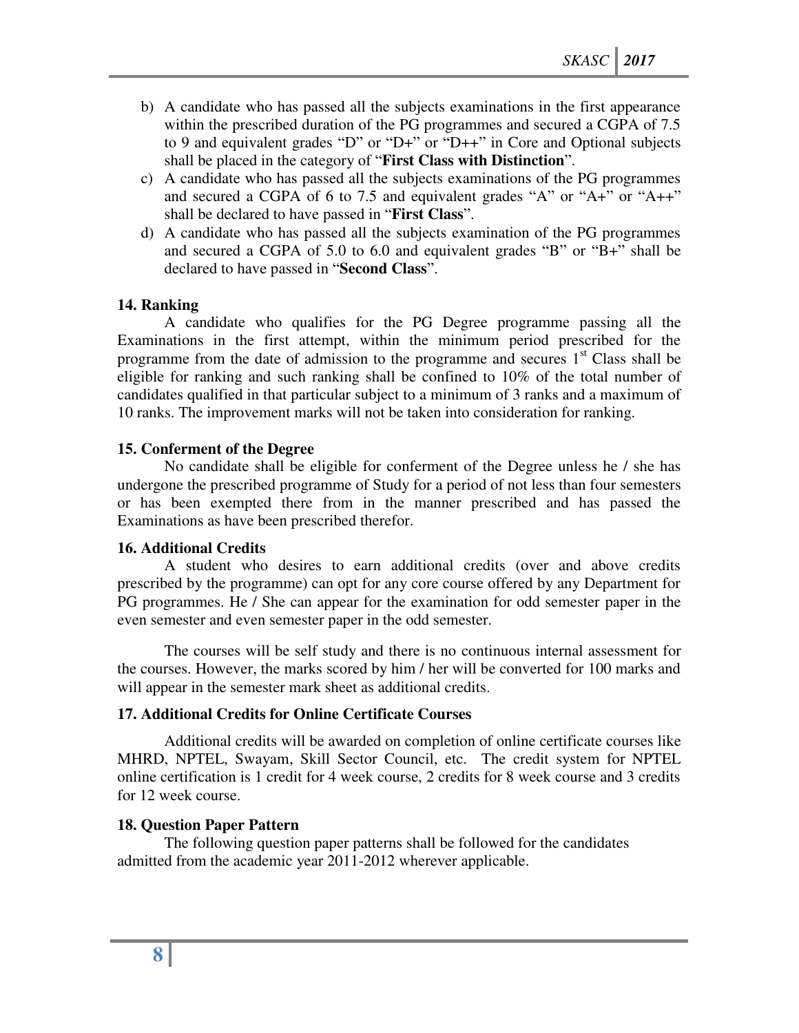b) A candidate who has passed all the subjects examinations in the first appearance within the prescribed duration of the PG programmes and secured a CGPA of 7.5 to 9 and equivalent grades "D" or "D+" or "D++" in Core and Optional subjects shall be placed in the category of "**First Class with Distinction**".

c) A candidate who has passed all the subjects examinations of the PG programmes and secured a CGPA of 6 to 7.5 and equivalent grades "A" or "A+" or "A++" shall be declared to have passed in "**First Class**".

d) A candidate who has passed all the subjects examination of the PG programmes and secured a CGPA of 5.0 to 6.0 and equivalent grades "B" or "B+" shall be declared to have passed in "**Second Class**".

**14. Ranking**

A candidate who qualifies for the PG Degree programme passing all the Examinations in the first attempt, within the minimum period prescribed for the programme from the date of admission to the programme and secures 1st Class shall be eligible for ranking and such ranking shall be confined to 10% of the total number of candidates qualified in that particular subject to a minimum of 3 ranks and a maximum of 10 ranks. The improvement marks will not be taken into consideration for ranking.

**15. Conferment of the Degree**

No candidate shall be eligible for conferment of the Degree unless he / she has undergone the prescribed programme of Study for a period of not less than four semesters or has been exempted there from in the manner prescribed and has passed the Examinations as have been prescribed therefor.

**16. Additional Credits**

A student who desires to earn additional credits (over and above credits prescribed by the programme) can opt for any core course offered by any Department for PG programmes. He / She can appear for the examination for odd semester paper in the even semester and even semester paper in the odd semester.

The courses will be self study and there is no continuous internal assessment for the courses. However, the marks scored by him / her will be converted for 100 marks and will appear in the semester mark sheet as additional credits.

**17. Additional Credits for Online Certificate Courses**

Additional credits will be awarded on completion of online certificate courses like MHRD, NPTEL, Swayam, Skill Sector Council, etc. The credit system for NPTEL online certification is 1 credit for 4 week course, 2 credits for 8 week course and 3 credits for 12 week course.

**18. Question Paper Pattern**

The following question paper patterns shall be followed for the candidates admitted from the academic year 2011-2012 wherever applicable.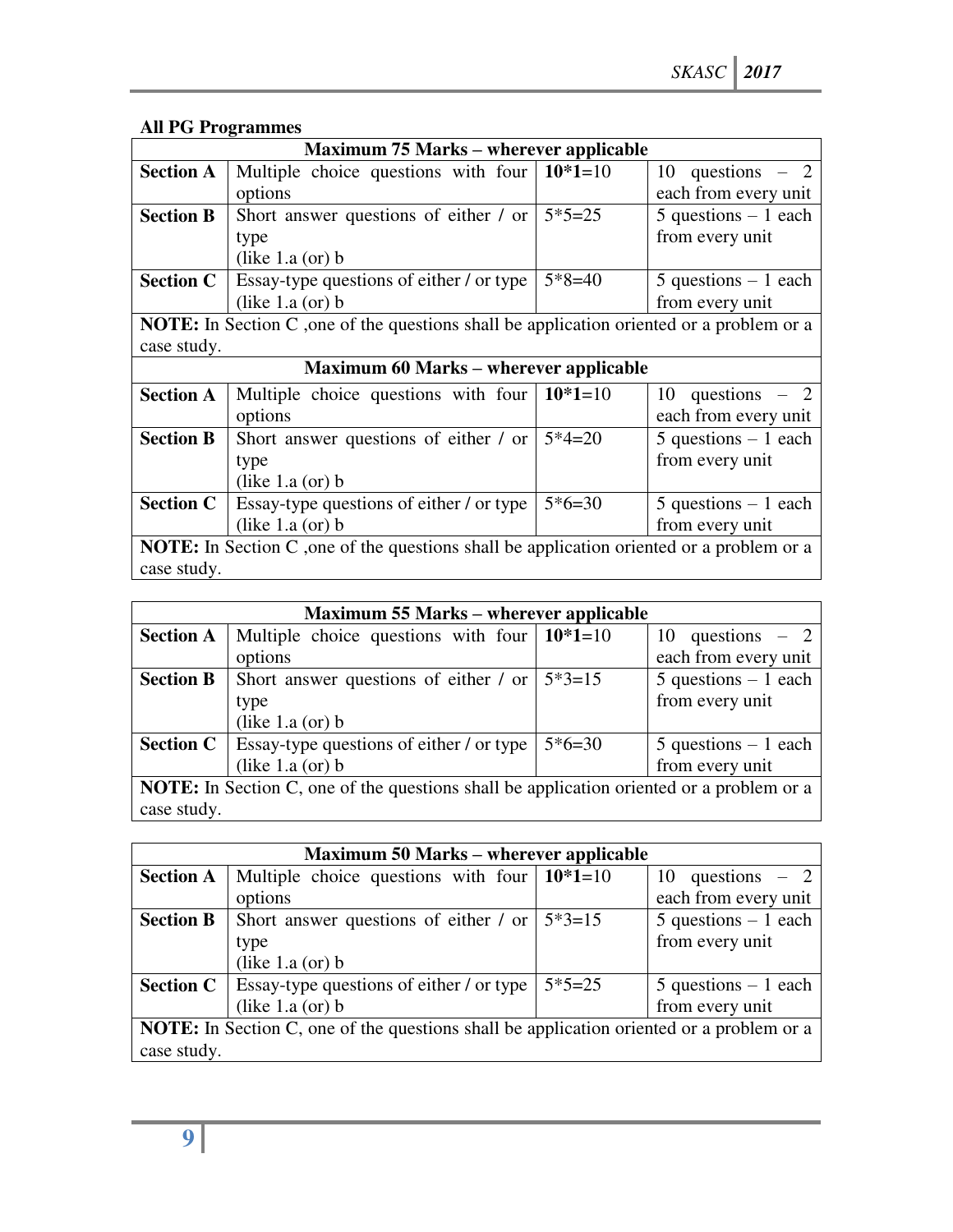**All PG Programmes**

| Maximum 75 Marks – wherever applicable | | | |
|---|---|---|---|
| **Section A** | Multiple choice questions with four options | **10*1**=10 | 10 questions – 2 each from every unit |
| **Section B** | Short answer questions of either / or type (like 1.a (or) b | 5*5=25 | 5 questions – 1 each from every unit |
| **Section C** | Essay-type questions of either / or type (like 1.a (or) b | 5*8=40 | 5 questions – 1 each from every unit |
| **NOTE:** In Section C ,one of the questions shall be application oriented or a problem or a case study. | | | |
| **Maximum 60 Marks – wherever applicable** | | | |
| **Section A** | Multiple choice questions with four options | **10*1**=10 | 10 questions – 2 each from every unit |
| **Section B** | Short answer questions of either / or type (like 1.a (or) b | 5*4=20 | 5 questions – 1 each from every unit |
| **Section C** | Essay-type questions of either / or type (like 1.a (or) b | 5*6=30 | 5 questions – 1 each from every unit |
| **NOTE:** In Section C ,one of the questions shall be application oriented or a problem or a case study. | | | |

| Maximum 55 Marks – wherever applicable | | | |
|---|---|---|---|
| **Section A** | Multiple choice questions with four options | **10*1**=10 | 10 questions – 2 each from every unit |
| **Section B** | Short answer questions of either / or type (like 1.a (or) b | 5*3=15 | 5 questions – 1 each from every unit |
| **Section C** | Essay-type questions of either / or type (like 1.a (or) b | 5*6=30 | 5 questions – 1 each from every unit |
| **NOTE:** In Section C, one of the questions shall be application oriented or a problem or a case study. | | | |

| Maximum 50 Marks – wherever applicable | | | |
|---|---|---|---|
| **Section A** | Multiple choice questions with four options | **10*1**=10 | 10 questions – 2 each from every unit |
| **Section B** | Short answer questions of either / or type (like 1.a (or) b | 5*3=15 | 5 questions – 1 each from every unit |
| **Section C** | Essay-type questions of either / or type (like 1.a (or) b | 5*5=25 | 5 questions – 1 each from every unit |
| **NOTE:** In Section C, one of the questions shall be application oriented or a problem or a case study. | | | |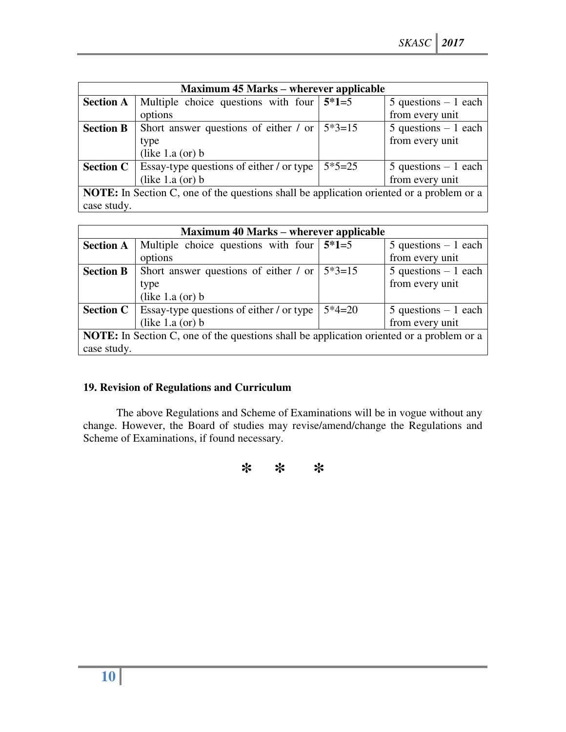| Maximum 45 Marks – wherever applicable | | | |
|---|---|---|---|
| **Section A** | Multiple choice questions with four options | **5*1**=5 | 5 questions – 1 each from every unit |
| **Section B** | Short answer questions of either / or type (like 1.a (or) b | 5*3=15 | 5 questions – 1 each from every unit |
| **Section C** | Essay-type questions of either / or type (like 1.a (or) b | 5*5=25 | 5 questions – 1 each from every unit |
| **NOTE:** In Section C, one of the questions shall be application oriented or a problem or a case study. | | | |

| Maximum 40 Marks – wherever applicable | | | |
|---|---|---|---|
| **Section A** | Multiple choice questions with four options | **5*1**=5 | 5 questions – 1 each from every unit |
| **Section B** | Short answer questions of either / or type (like 1.a (or) b | 5*3=15 | 5 questions – 1 each from every unit |
| **Section C** | Essay-type questions of either / or type (like 1.a (or) b | 5*4=20 | 5 questions – 1 each from every unit |
| **NOTE:** In Section C, one of the questions shall be application oriented or a problem or a case study. | | | |

## 19. Revision of Regulations and Curriculum

The above Regulations and Scheme of Examinations will be in vogue without any change. However, the Board of studies may revise/amend/change the Regulations and Scheme of Examinations, if found necessary.

✻ ✻ ✻